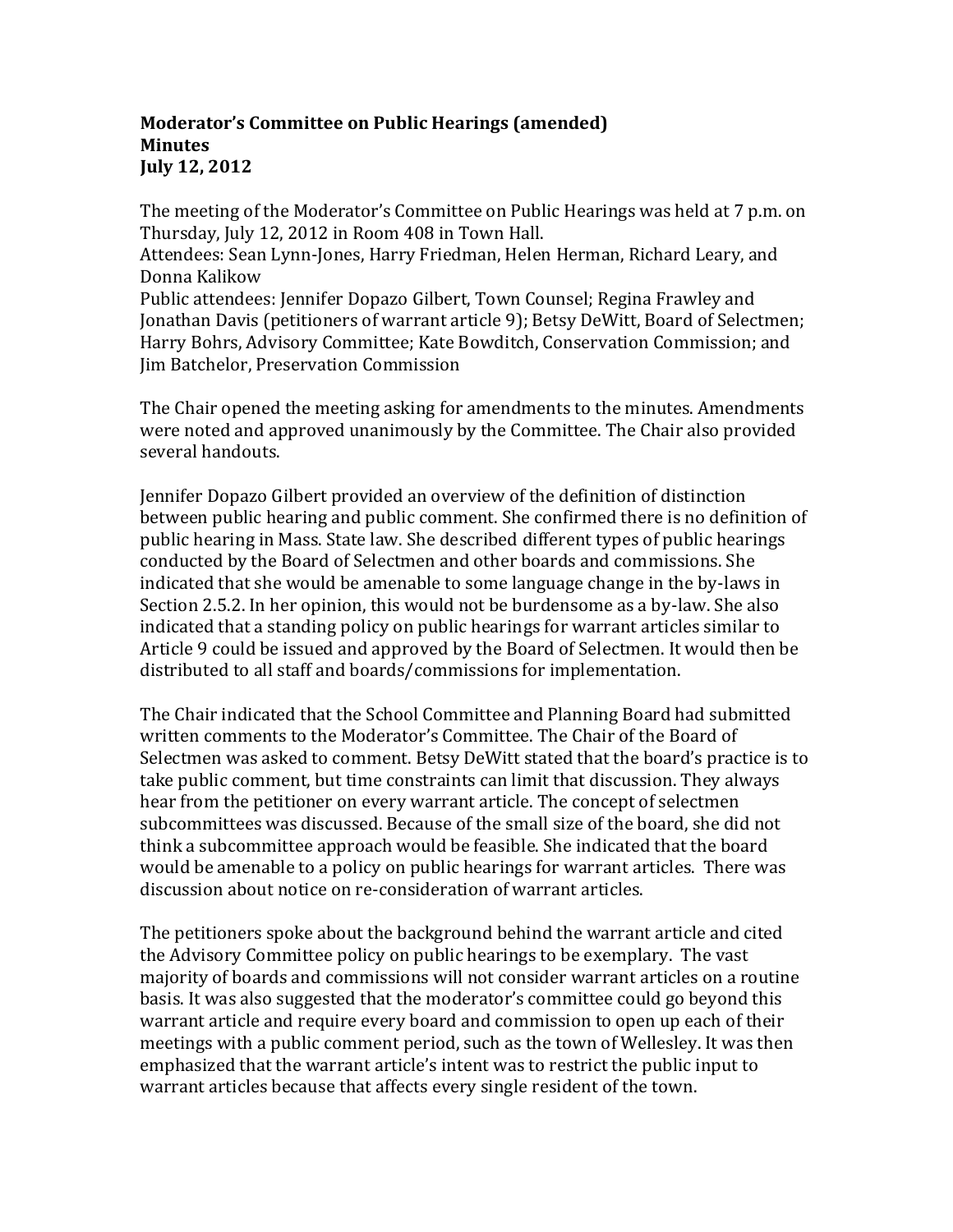**Moderator's Committee on Public Hearings (amended)**
**Minutes**
**July 12, 2012**

The meeting of the Moderator's Committee on Public Hearings was held at 7 p.m. on Thursday, July 12, 2012 in Room 408 in Town Hall.
Attendees: Sean Lynn-Jones, Harry Friedman, Helen Herman, Richard Leary, and Donna Kalikow
Public attendees: Jennifer Dopazo Gilbert, Town Counsel; Regina Frawley and Jonathan Davis (petitioners of warrant article 9); Betsy DeWitt, Board of Selectmen; Harry Bohrs, Advisory Committee; Kate Bowditch, Conservation Commission; and Jim Batchelor, Preservation Commission

The Chair opened the meeting asking for amendments to the minutes. Amendments were noted and approved unanimously by the Committee. The Chair also provided several handouts.

Jennifer Dopazo Gilbert provided an overview of the definition of distinction between public hearing and public comment. She confirmed there is no definition of public hearing in Mass. State law. She described different types of public hearings conducted by the Board of Selectmen and other boards and commissions. She indicated that she would be amenable to some language change in the by-laws in Section 2.5.2. In her opinion, this would not be burdensome as a by-law. She also indicated that a standing policy on public hearings for warrant articles similar to Article 9 could be issued and approved by the Board of Selectmen. It would then be distributed to all staff and boards/commissions for implementation.

The Chair indicated that the School Committee and Planning Board had submitted written comments to the Moderator's Committee. The Chair of the Board of Selectmen was asked to comment. Betsy DeWitt stated that the board's practice is to take public comment, but time constraints can limit that discussion. They always hear from the petitioner on every warrant article. The concept of selectmen subcommittees was discussed. Because of the small size of the board, she did not think a subcommittee approach would be feasible. She indicated that the board would be amenable to a policy on public hearings for warrant articles. There was discussion about notice on re-consideration of warrant articles.

The petitioners spoke about the background behind the warrant article and cited the Advisory Committee policy on public hearings to be exemplary. The vast majority of boards and commissions will not consider warrant articles on a routine basis. It was also suggested that the moderator's committee could go beyond this warrant article and require every board and commission to open up each of their meetings with a public comment period, such as the town of Wellesley. It was then emphasized that the warrant article's intent was to restrict the public input to warrant articles because that affects every single resident of the town.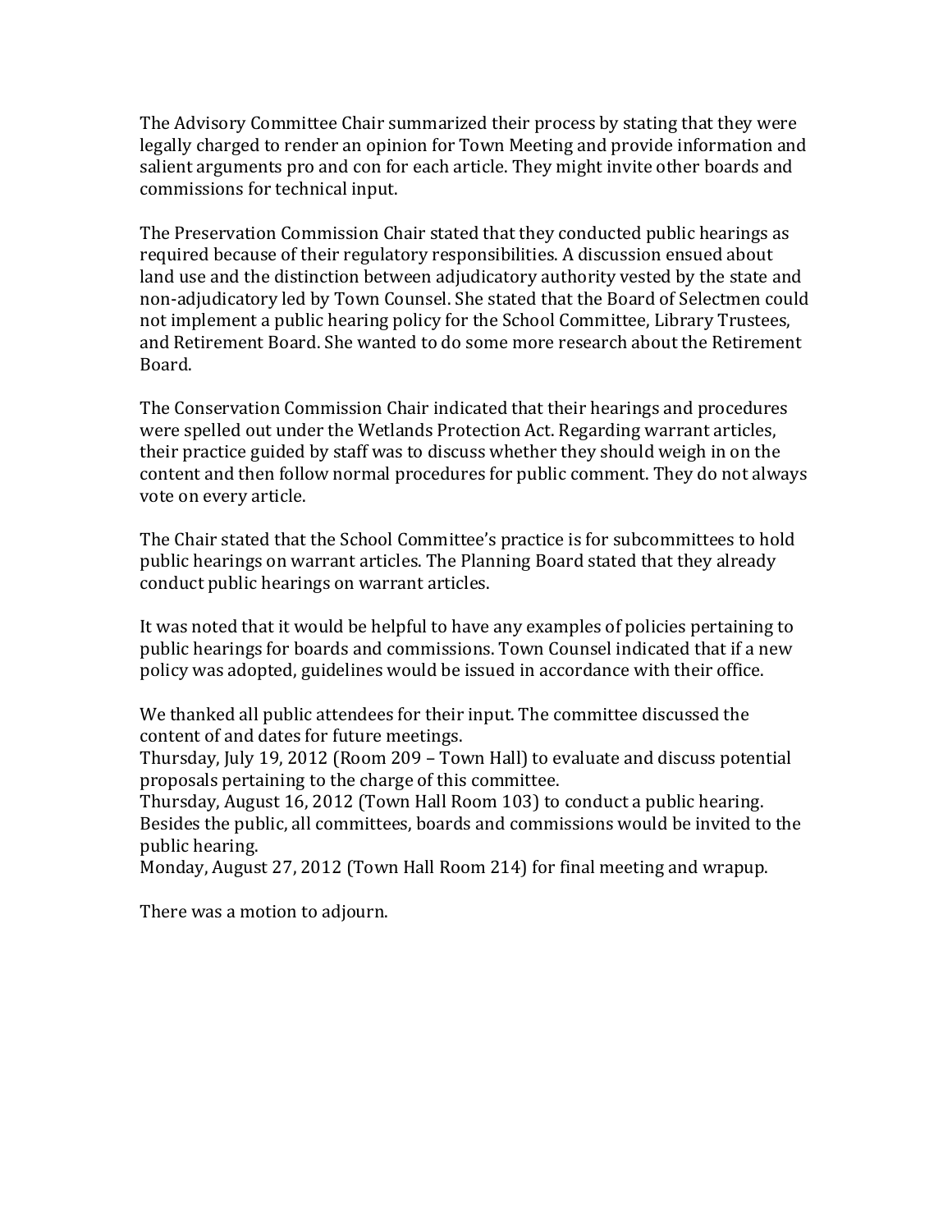The Advisory Committee Chair summarized their process by stating that they were legally charged to render an opinion for Town Meeting and provide information and salient arguments pro and con for each article. They might invite other boards and commissions for technical input.

The Preservation Commission Chair stated that they conducted public hearings as required because of their regulatory responsibilities. A discussion ensued about land use and the distinction between adjudicatory authority vested by the state and non-adjudicatory led by Town Counsel. She stated that the Board of Selectmen could not implement a public hearing policy for the School Committee, Library Trustees, and Retirement Board. She wanted to do some more research about the Retirement Board.

The Conservation Commission Chair indicated that their hearings and procedures were spelled out under the Wetlands Protection Act. Regarding warrant articles, their practice guided by staff was to discuss whether they should weigh in on the content and then follow normal procedures for public comment. They do not always vote on every article.

The Chair stated that the School Committee's practice is for subcommittees to hold public hearings on warrant articles. The Planning Board stated that they already conduct public hearings on warrant articles.

It was noted that it would be helpful to have any examples of policies pertaining to public hearings for boards and commissions. Town Counsel indicated that if a new policy was adopted, guidelines would be issued in accordance with their office.

We thanked all public attendees for their input. The committee discussed the content of and dates for future meetings.
Thursday, July 19, 2012 (Room 209 – Town Hall) to evaluate and discuss potential proposals pertaining to the charge of this committee.
Thursday, August 16, 2012 (Town Hall Room 103) to conduct a public hearing. Besides the public, all committees, boards and commissions would be invited to the public hearing.
Monday, August 27, 2012 (Town Hall Room 214) for final meeting and wrapup.

There was a motion to adjourn.